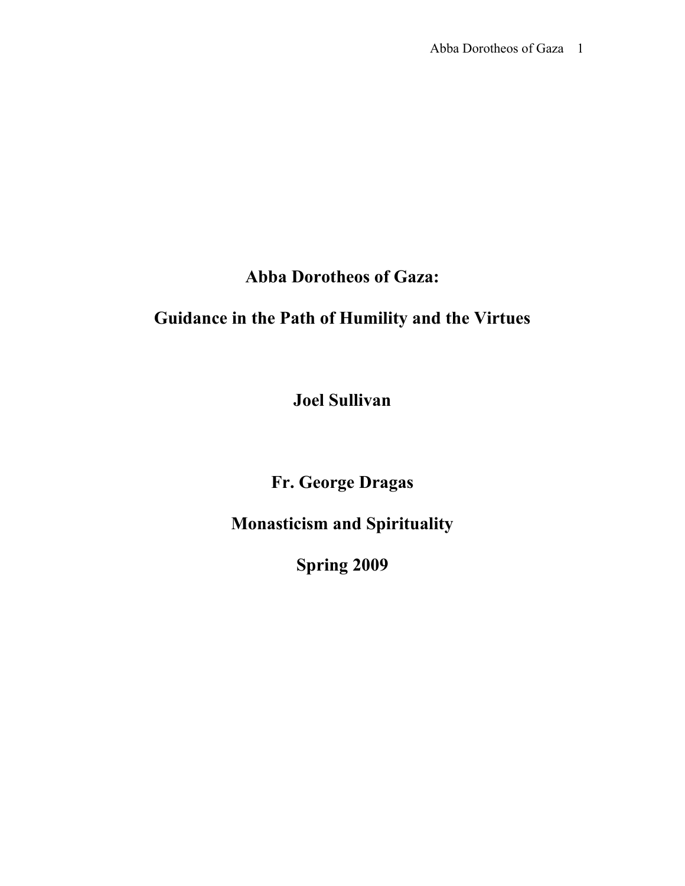# Abba Dorotheos of Gaza:

# Guidance in the Path of Humility and the Virtues

**Joel Sullivan**

**Fr. George Dragas**

**Monasticism and Spirituality**

**Spring 2009**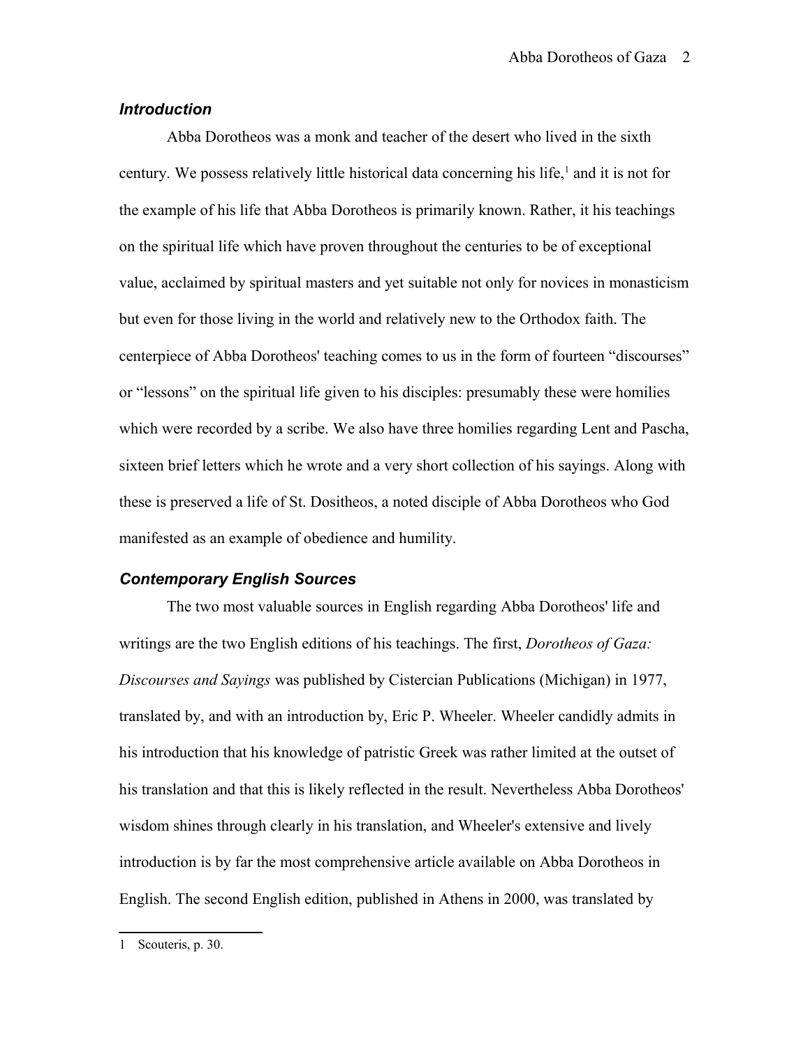## *Introduction*

Abba Dorotheos was a monk and teacher of the desert who lived in the sixth century. We possess relatively little historical data concerning his life,[1] and it is not for the example of his life that Abba Dorotheos is primarily known. Rather, it his teachings on the spiritual life which have proven throughout the centuries to be of exceptional value, acclaimed by spiritual masters and yet suitable not only for novices in monasticism but even for those living in the world and relatively new to the Orthodox faith. The centerpiece of Abba Dorotheos' teaching comes to us in the form of fourteen "discourses" or "lessons" on the spiritual life given to his disciples: presumably these were homilies which were recorded by a scribe. We also have three homilies regarding Lent and Pascha, sixteen brief letters which he wrote and a very short collection of his sayings. Along with these is preserved a life of St. Dositheos, a noted disciple of Abba Dorotheos who God manifested as an example of obedience and humility.

## *Contemporary English Sources*

The two most valuable sources in English regarding Abba Dorotheos' life and writings are the two English editions of his teachings. The first, *Dorotheos of Gaza: Discourses and Sayings* was published by Cistercian Publications (Michigan) in 1977, translated by, and with an introduction by, Eric P. Wheeler. Wheeler candidly admits in his introduction that his knowledge of patristic Greek was rather limited at the outset of his translation and that this is likely reflected in the result. Nevertheless Abba Dorotheos' wisdom shines through clearly in his translation, and Wheeler's extensive and lively introduction is by far the most comprehensive article available on Abba Dorotheos in English. The second English edition, published in Athens in 2000, was translated by

---

1 Scouteris, p. 30.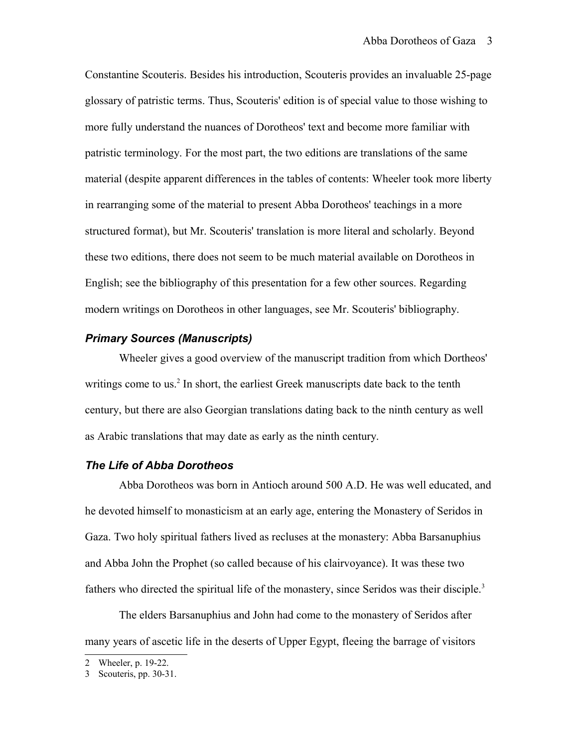Constantine Scouteris. Besides his introduction, Scouteris provides an invaluable 25-page glossary of patristic terms. Thus, Scouteris' edition is of special value to those wishing to more fully understand the nuances of Dorotheos' text and become more familiar with patristic terminology. For the most part, the two editions are translations of the same material (despite apparent differences in the tables of contents: Wheeler took more liberty in rearranging some of the material to present Abba Dorotheos' teachings in a more structured format), but Mr. Scouteris' translation is more literal and scholarly. Beyond these two editions, there does not seem to be much material available on Dorotheos in English; see the bibliography of this presentation for a few other sources. Regarding modern writings on Dorotheos in other languages, see Mr. Scouteris' bibliography.

### *Primary Sources (Manuscripts)*

Wheeler gives a good overview of the manuscript tradition from which Dortheos' writings come to us.[2] In short, the earliest Greek manuscripts date back to the tenth century, but there are also Georgian translations dating back to the ninth century as well as Arabic translations that may date as early as the ninth century.

### *The Life of Abba Dorotheos*

Abba Dorotheos was born in Antioch around 500 A.D. He was well educated, and he devoted himself to monasticism at an early age, entering the Monastery of Seridos in Gaza. Two holy spiritual fathers lived as recluses at the monastery: Abba Barsanuphius and Abba John the Prophet (so called because of his clairvoyance). It was these two fathers who directed the spiritual life of the monastery, since Seridos was their disciple.[3]

The elders Barsanuphius and John had come to the monastery of Seridos after many years of ascetic life in the deserts of Upper Egypt, fleeing the barrage of visitors

---

2 Wheeler, p. 19-22.

3 Scouteris, pp. 30-31.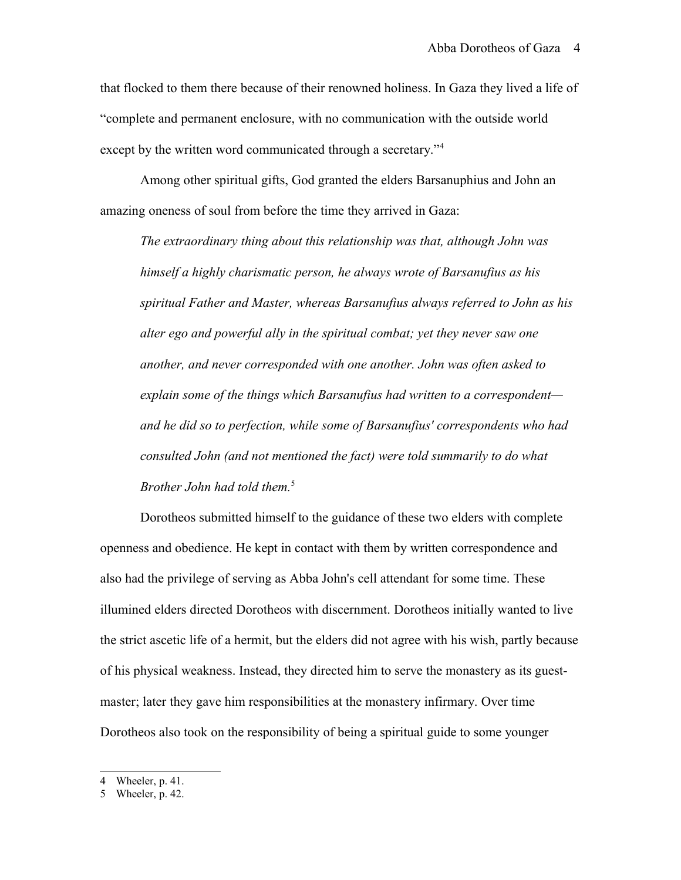that flocked to them there because of their renowned holiness. In Gaza they lived a life of "complete and permanent enclosure, with no communication with the outside world except by the written word communicated through a secretary."[4]

Among other spiritual gifts, God granted the elders Barsanuphius and John an amazing oneness of soul from before the time they arrived in Gaza:

> *The extraordinary thing about this relationship was that, although John was himself a highly charismatic person, he always wrote of Barsanufius as his spiritual Father and Master, whereas Barsanufius always referred to John as his alter ego and powerful ally in the spiritual combat; yet they never saw one another, and never corresponded with one another. John was often asked to explain some of the things which Barsanufius had written to a correspondent—and he did so to perfection, while some of Barsanufius' correspondents who had consulted John (and not mentioned the fact) were told summarily to do what Brother John had told them.*[5]

Dorotheos submitted himself to the guidance of these two elders with complete openness and obedience. He kept in contact with them by written correspondence and also had the privilege of serving as Abba John's cell attendant for some time. These illumined elders directed Dorotheos with discernment. Dorotheos initially wanted to live the strict ascetic life of a hermit, but the elders did not agree with his wish, partly because of his physical weakness. Instead, they directed him to serve the monastery as its guest-master; later they gave him responsibilities at the monastery infirmary. Over time Dorotheos also took on the responsibility of being a spiritual guide to some younger

---

4 Wheeler, p. 41.

5 Wheeler, p. 42.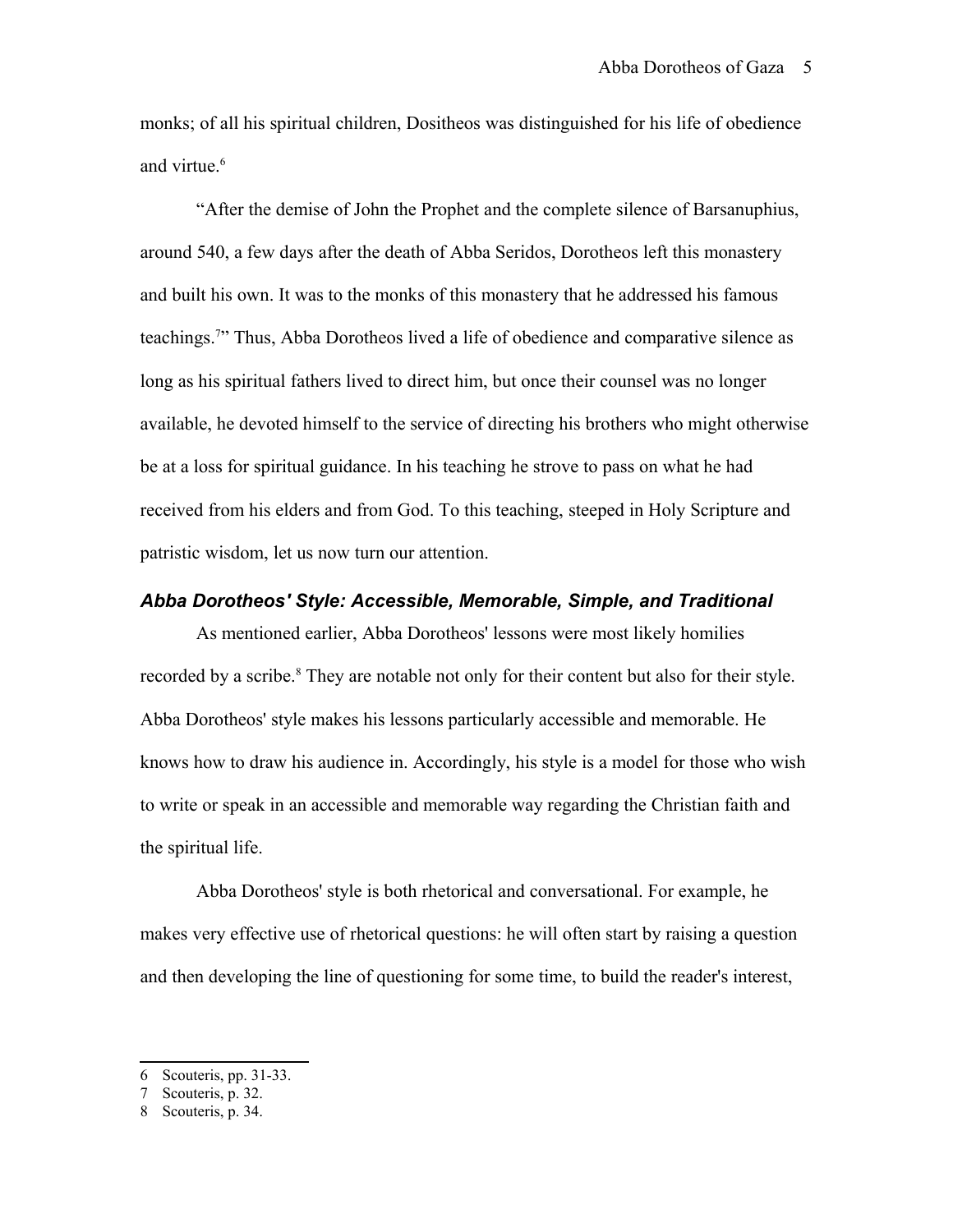monks; of all his spiritual children, Dositheos was distinguished for his life of obedience and virtue.[6]

"After the demise of John the Prophet and the complete silence of Barsanuphius, around 540, a few days after the death of Abba Seridos, Dorotheos left this monastery and built his own. It was to the monks of this monastery that he addressed his famous teachings.[7]" Thus, Abba Dorotheos lived a life of obedience and comparative silence as long as his spiritual fathers lived to direct him, but once their counsel was no longer available, he devoted himself to the service of directing his brothers who might otherwise be at a loss for spiritual guidance. In his teaching he strove to pass on what he had received from his elders and from God. To this teaching, steeped in Holy Scripture and patristic wisdom, let us now turn our attention.

### *Abba Dorotheos' Style: Accessible, Memorable, Simple, and Traditional*

As mentioned earlier, Abba Dorotheos' lessons were most likely homilies recorded by a scribe.[8] They are notable not only for their content but also for their style. Abba Dorotheos' style makes his lessons particularly accessible and memorable. He knows how to draw his audience in. Accordingly, his style is a model for those who wish to write or speak in an accessible and memorable way regarding the Christian faith and the spiritual life.

Abba Dorotheos' style is both rhetorical and conversational. For example, he makes very effective use of rhetorical questions: he will often start by raising a question and then developing the line of questioning for some time, to build the reader's interest,

---

6 Scouteris, pp. 31-33.

7 Scouteris, p. 32.

8 Scouteris, p. 34.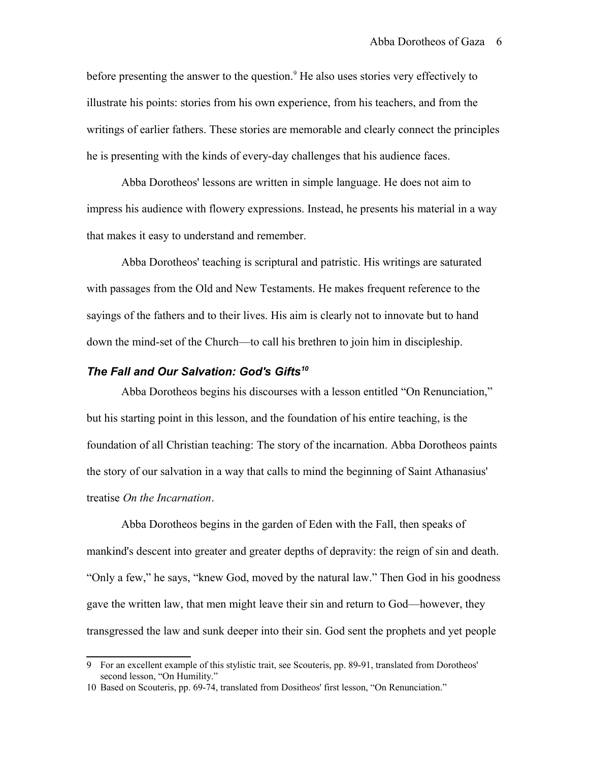before presenting the answer to the question.[9] He also uses stories very effectively to illustrate his points: stories from his own experience, from his teachers, and from the writings of earlier fathers. These stories are memorable and clearly connect the principles he is presenting with the kinds of every-day challenges that his audience faces.

Abba Dorotheos' lessons are written in simple language. He does not aim to impress his audience with flowery expressions. Instead, he presents his material in a way that makes it easy to understand and remember.

Abba Dorotheos' teaching is scriptural and patristic. His writings are saturated with passages from the Old and New Testaments. He makes frequent reference to the sayings of the fathers and to their lives. His aim is clearly not to innovate but to hand down the mind-set of the Church—to call his brethren to join him in discipleship.

### ***The Fall and Our Salvation: God's Gifts***[10]

Abba Dorotheos begins his discourses with a lesson entitled "On Renunciation," but his starting point in this lesson, and the foundation of his entire teaching, is the foundation of all Christian teaching: The story of the incarnation. Abba Dorotheos paints the story of our salvation in a way that calls to mind the beginning of Saint Athanasius' treatise *On the Incarnation*.

Abba Dorotheos begins in the garden of Eden with the Fall, then speaks of mankind's descent into greater and greater depths of depravity: the reign of sin and death. "Only a few," he says, "knew God, moved by the natural law." Then God in his goodness gave the written law, that men might leave their sin and return to God—however, they transgressed the law and sunk deeper into their sin. God sent the prophets and yet people

---

9 For an excellent example of this stylistic trait, see Scouteris, pp. 89-91, translated from Dorotheos' second lesson, "On Humility."

10 Based on Scouteris, pp. 69-74, translated from Dositheos' first lesson, "On Renunciation."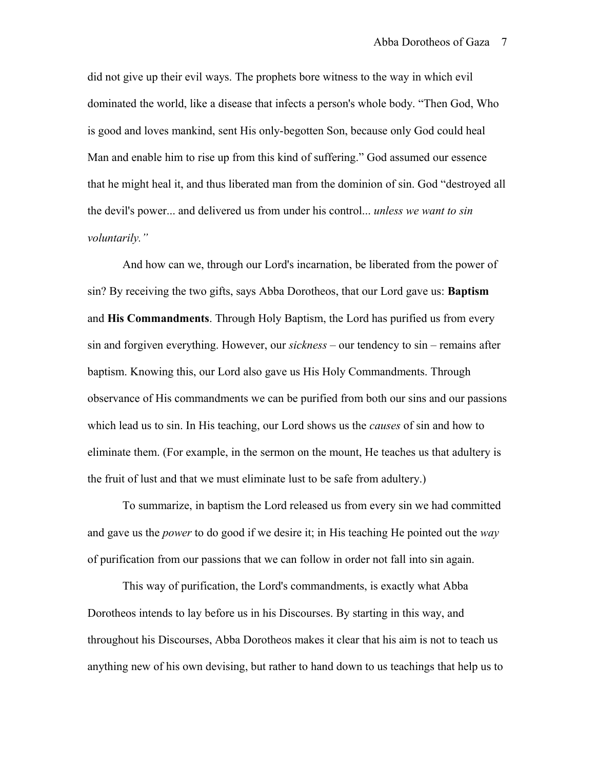did not give up their evil ways. The prophets bore witness to the way in which evil dominated the world, like a disease that infects a person's whole body. "Then God, Who is good and loves mankind, sent His only-begotten Son, because only God could heal Man and enable him to rise up from this kind of suffering." God assumed our essence that he might heal it, and thus liberated man from the dominion of sin. God "destroyed all the devil's power... and delivered us from under his control... *unless we want to sin voluntarily."*

And how can we, through our Lord's incarnation, be liberated from the power of sin? By receiving the two gifts, says Abba Dorotheos, that our Lord gave us: **Baptism** and **His Commandments**. Through Holy Baptism, the Lord has purified us from every sin and forgiven everything. However, our *sickness* – our tendency to sin – remains after baptism. Knowing this, our Lord also gave us His Holy Commandments. Through observance of His commandments we can be purified from both our sins and our passions which lead us to sin. In His teaching, our Lord shows us the *causes* of sin and how to eliminate them. (For example, in the sermon on the mount, He teaches us that adultery is the fruit of lust and that we must eliminate lust to be safe from adultery.)

To summarize, in baptism the Lord released us from every sin we had committed and gave us the *power* to do good if we desire it; in His teaching He pointed out the *way* of purification from our passions that we can follow in order not fall into sin again.

This way of purification, the Lord's commandments, is exactly what Abba Dorotheos intends to lay before us in his Discourses. By starting in this way, and throughout his Discourses, Abba Dorotheos makes it clear that his aim is not to teach us anything new of his own devising, but rather to hand down to us teachings that help us to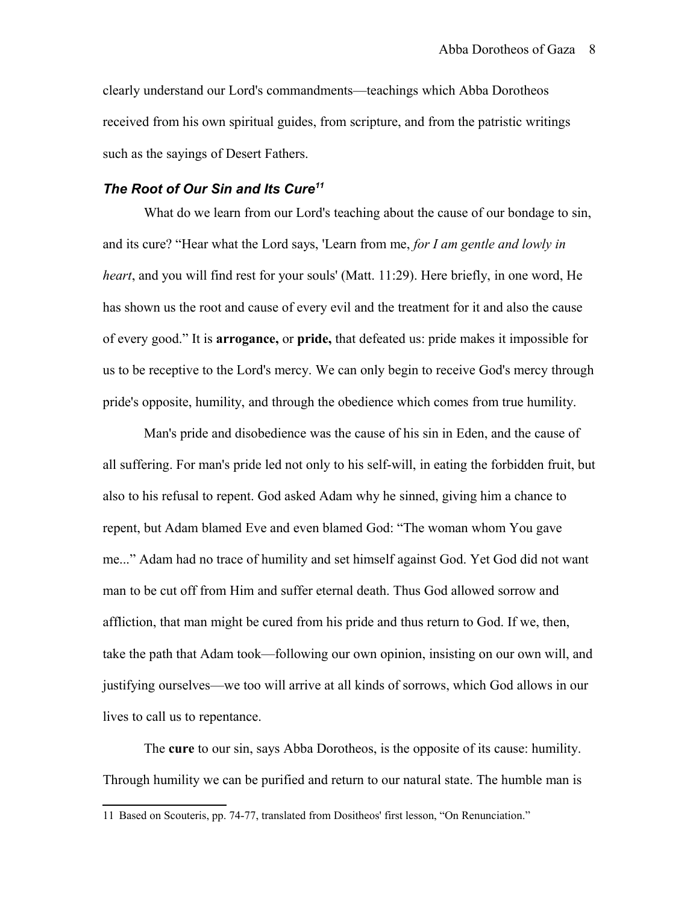clearly understand our Lord's commandments—teachings which Abba Dorotheos received from his own spiritual guides, from scripture, and from the patristic writings such as the sayings of Desert Fathers.

### ***The Root of Our Sin and Its Cure***[11]

What do we learn from our Lord's teaching about the cause of our bondage to sin, and its cure? "Hear what the Lord says, 'Learn from me, *for I am gentle and lowly in heart*, and you will find rest for your souls' (Matt. 11:29). Here briefly, in one word, He has shown us the root and cause of every evil and the treatment for it and also the cause of every good." It is **arrogance,** or **pride,** that defeated us: pride makes it impossible for us to be receptive to the Lord's mercy. We can only begin to receive God's mercy through pride's opposite, humility, and through the obedience which comes from true humility.

Man's pride and disobedience was the cause of his sin in Eden, and the cause of all suffering. For man's pride led not only to his self-will, in eating the forbidden fruit, but also to his refusal to repent. God asked Adam why he sinned, giving him a chance to repent, but Adam blamed Eve and even blamed God: "The woman whom You gave me..." Adam had no trace of humility and set himself against God. Yet God did not want man to be cut off from Him and suffer eternal death. Thus God allowed sorrow and affliction, that man might be cured from his pride and thus return to God. If we, then, take the path that Adam took—following our own opinion, insisting on our own will, and justifying ourselves—we too will arrive at all kinds of sorrows, which God allows in our lives to call us to repentance.

The **cure** to our sin, says Abba Dorotheos, is the opposite of its cause: humility. Through humility we can be purified and return to our natural state. The humble man is

---

11 Based on Scouteris, pp. 74-77, translated from Dositheos' first lesson, "On Renunciation."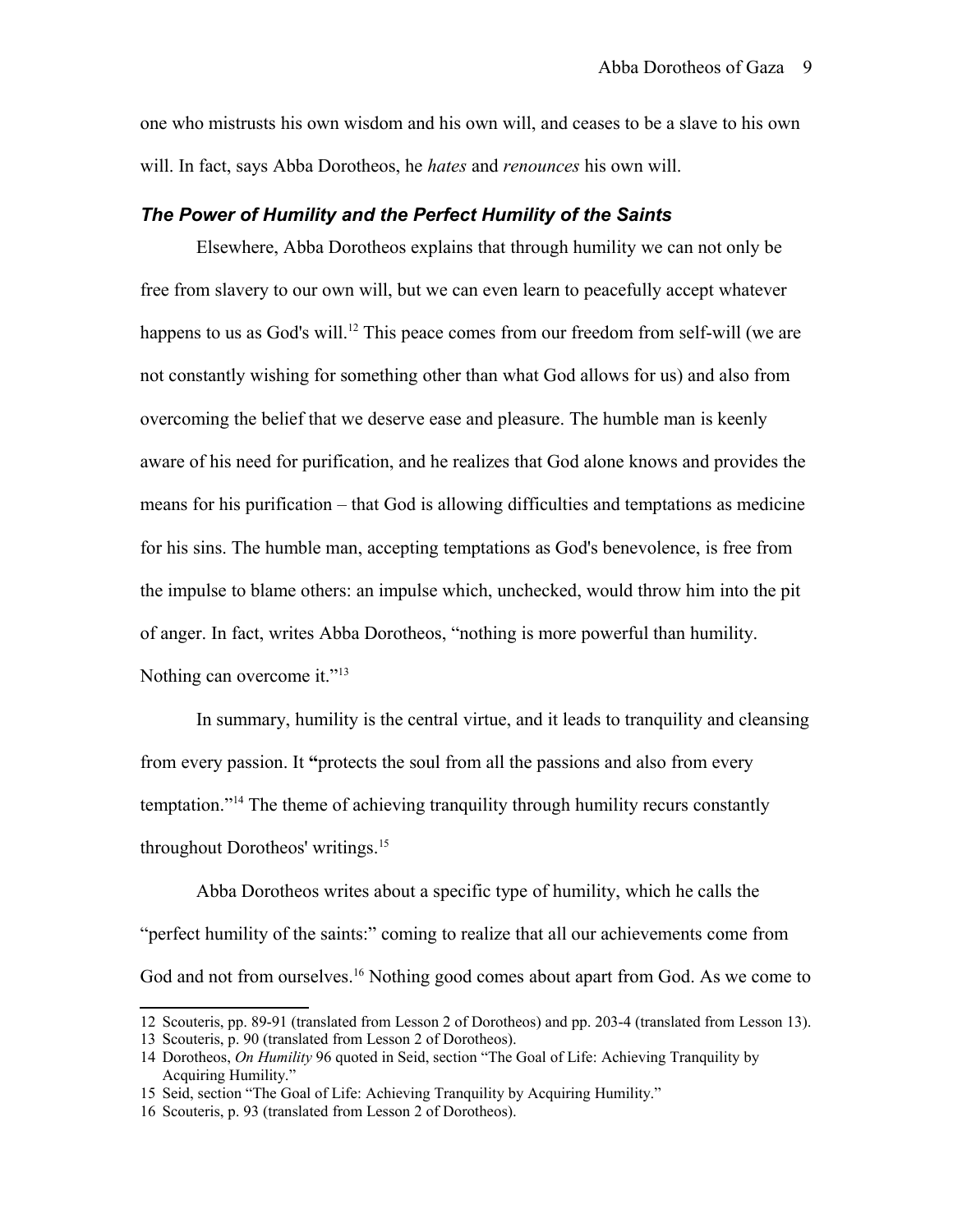one who mistrusts his own wisdom and his own will, and ceases to be a slave to his own will. In fact, says Abba Dorotheos, he *hates* and *renounces* his own will.

### *The Power of Humility and the Perfect Humility of the Saints*

Elsewhere, Abba Dorotheos explains that through humility we can not only be free from slavery to our own will, but we can even learn to peacefully accept whatever happens to us as God's will.[12] This peace comes from our freedom from self-will (we are not constantly wishing for something other than what God allows for us) and also from overcoming the belief that we deserve ease and pleasure. The humble man is keenly aware of his need for purification, and he realizes that God alone knows and provides the means for his purification – that God is allowing difficulties and temptations as medicine for his sins. The humble man, accepting temptations as God's benevolence, is free from the impulse to blame others: an impulse which, unchecked, would throw him into the pit of anger. In fact, writes Abba Dorotheos, "nothing is more powerful than humility. Nothing can overcome it."[13]

In summary, humility is the central virtue, and it leads to tranquility and cleansing from every passion. It "protects the soul from all the passions and also from every temptation."[14] The theme of achieving tranquility through humility recurs constantly throughout Dorotheos' writings.[15]

Abba Dorotheos writes about a specific type of humility, which he calls the "perfect humility of the saints:" coming to realize that all our achievements come from God and not from ourselves.[16] Nothing good comes about apart from God. As we come to

---

12 Scouteris, pp. 89-91 (translated from Lesson 2 of Dorotheos) and pp. 203-4 (translated from Lesson 13).

13 Scouteris, p. 90 (translated from Lesson 2 of Dorotheos).

14 Dorotheos, *On Humility* 96 quoted in Seid, section "The Goal of Life: Achieving Tranquility by Acquiring Humility."

15 Seid, section "The Goal of Life: Achieving Tranquility by Acquiring Humility."

16 Scouteris, p. 93 (translated from Lesson 2 of Dorotheos).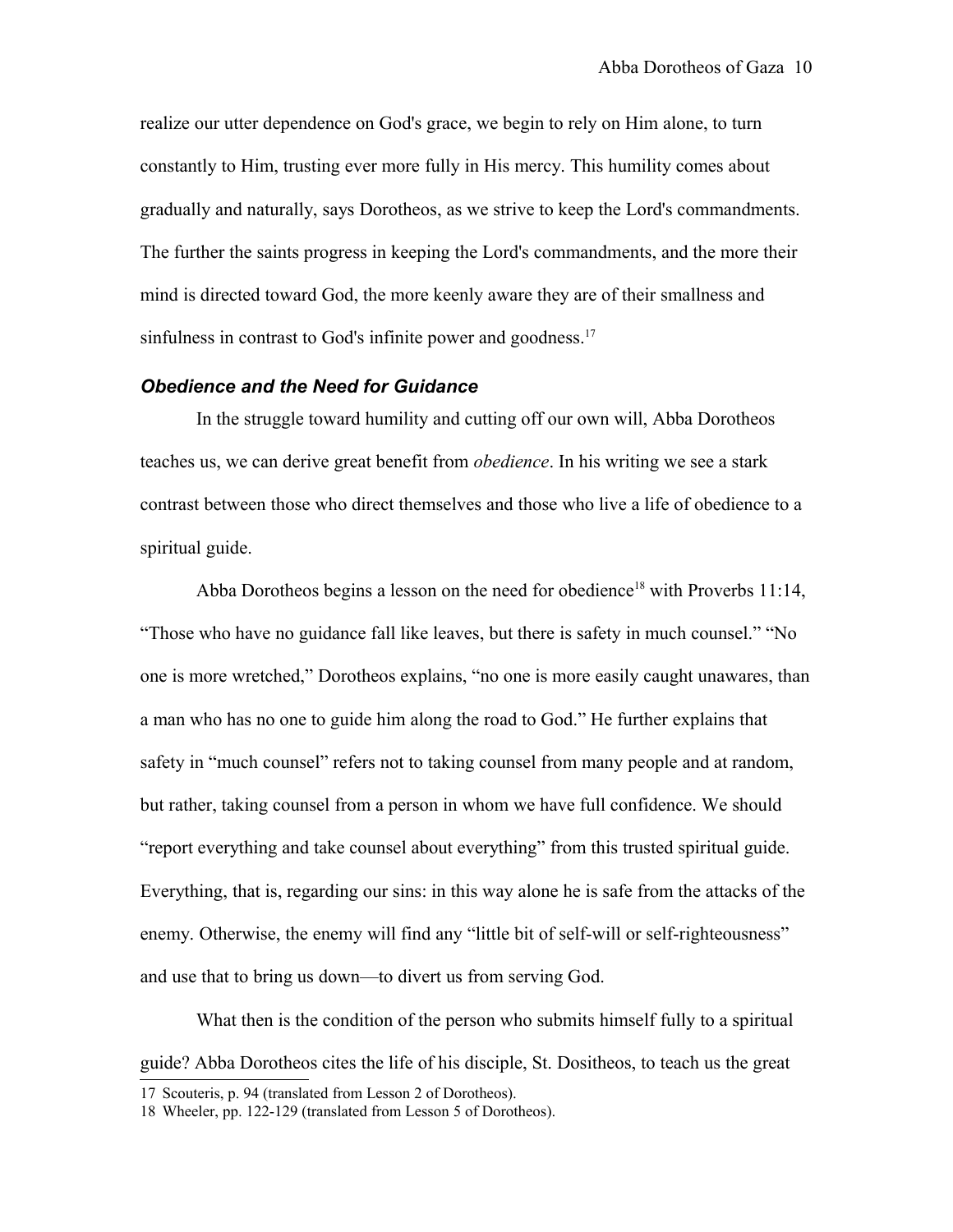realize our utter dependence on God's grace, we begin to rely on Him alone, to turn constantly to Him, trusting ever more fully in His mercy. This humility comes about gradually and naturally, says Dorotheos, as we strive to keep the Lord's commandments. The further the saints progress in keeping the Lord's commandments, and the more their mind is directed toward God, the more keenly aware they are of their smallness and sinfulness in contrast to God's infinite power and goodness.[17]

### *Obedience and the Need for Guidance*

In the struggle toward humility and cutting off our own will, Abba Dorotheos teaches us, we can derive great benefit from *obedience*. In his writing we see a stark contrast between those who direct themselves and those who live a life of obedience to a spiritual guide.

Abba Dorotheos begins a lesson on the need for obedience[18] with Proverbs 11:14, "Those who have no guidance fall like leaves, but there is safety in much counsel." "No one is more wretched," Dorotheos explains, "no one is more easily caught unawares, than a man who has no one to guide him along the road to God." He further explains that safety in "much counsel" refers not to taking counsel from many people and at random, but rather, taking counsel from a person in whom we have full confidence. We should "report everything and take counsel about everything" from this trusted spiritual guide. Everything, that is, regarding our sins: in this way alone he is safe from the attacks of the enemy. Otherwise, the enemy will find any "little bit of self-will or self-righteousness" and use that to bring us down—to divert us from serving God.

What then is the condition of the person who submits himself fully to a spiritual guide? Abba Dorotheos cites the life of his disciple, St. Dositheos, to teach us the great

17 Scouteris, p. 94 (translated from Lesson 2 of Dorotheos).

18 Wheeler, pp. 122-129 (translated from Lesson 5 of Dorotheos).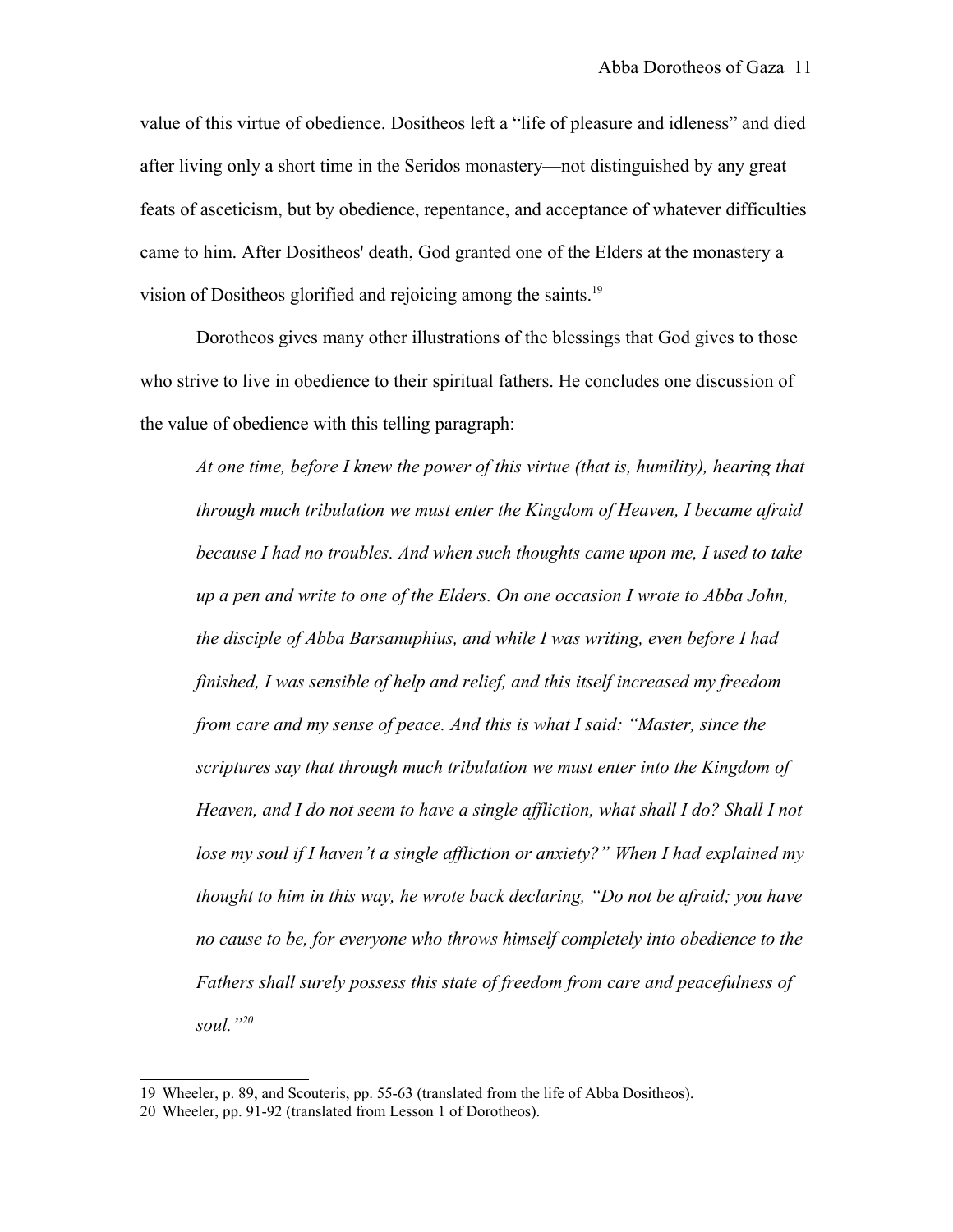value of this virtue of obedience. Dositheos left a “life of pleasure and idleness” and died after living only a short time in the Seridos monastery—not distinguished by any great feats of asceticism, but by obedience, repentance, and acceptance of whatever difficulties came to him. After Dositheos' death, God granted one of the Elders at the monastery a vision of Dositheos glorified and rejoicing among the saints.[19]

Dorotheos gives many other illustrations of the blessings that God gives to those who strive to live in obedience to their spiritual fathers. He concludes one discussion of the value of obedience with this telling paragraph:

> *At one time, before I knew the power of this virtue (that is, humility), hearing that through much tribulation we must enter the Kingdom of Heaven, I became afraid because I had no troubles. And when such thoughts came upon me, I used to take up a pen and write to one of the Elders. On one occasion I wrote to Abba John, the disciple of Abba Barsanuphius, and while I was writing, even before I had finished, I was sensible of help and relief, and this itself increased my freedom from care and my sense of peace. And this is what I said: “Master, since the scriptures say that through much tribulation we must enter into the Kingdom of Heaven, and I do not seem to have a single affliction, what shall I do? Shall I not lose my soul if I haven't a single affliction or anxiety?” When I had explained my thought to him in this way, he wrote back declaring, “Do not be afraid; you have no cause to be, for everyone who throws himself completely into obedience to the Fathers shall surely possess this state of freedom from care and peacefulness of soul.”*[20]

---

19 Wheeler, p. 89, and Scouteris, pp. 55-63 (translated from the life of Abba Dositheos).

20 Wheeler, pp. 91-92 (translated from Lesson 1 of Dorotheos).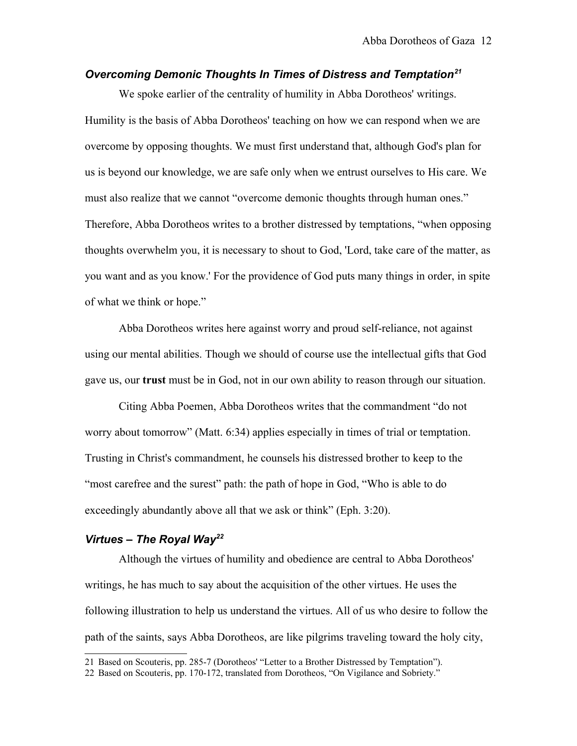### *Overcoming Demonic Thoughts In Times of Distress and Temptation*[21]

We spoke earlier of the centrality of humility in Abba Dorotheos' writings. Humility is the basis of Abba Dorotheos' teaching on how we can respond when we are overcome by opposing thoughts. We must first understand that, although God's plan for us is beyond our knowledge, we are safe only when we entrust ourselves to His care. We must also realize that we cannot "overcome demonic thoughts through human ones." Therefore, Abba Dorotheos writes to a brother distressed by temptations, "when opposing thoughts overwhelm you, it is necessary to shout to God, 'Lord, take care of the matter, as you want and as you know.' For the providence of God puts many things in order, in spite of what we think or hope."

Abba Dorotheos writes here against worry and proud self-reliance, not against using our mental abilities. Though we should of course use the intellectual gifts that God gave us, our **trust** must be in God, not in our own ability to reason through our situation.

Citing Abba Poemen, Abba Dorotheos writes that the commandment "do not worry about tomorrow" (Matt. 6:34) applies especially in times of trial or temptation. Trusting in Christ's commandment, he counsels his distressed brother to keep to the "most carefree and the surest" path: the path of hope in God, "Who is able to do exceedingly abundantly above all that we ask or think" (Eph. 3:20).

### *Virtues – The Royal Way*[22]

Although the virtues of humility and obedience are central to Abba Dorotheos' writings, he has much to say about the acquisition of the other virtues. He uses the following illustration to help us understand the virtues. All of us who desire to follow the path of the saints, says Abba Dorotheos, are like pilgrims traveling toward the holy city,

---

21 Based on Scouteris, pp. 285-7 (Dorotheos' "Letter to a Brother Distressed by Temptation").

22 Based on Scouteris, pp. 170-172, translated from Dorotheos, "On Vigilance and Sobriety."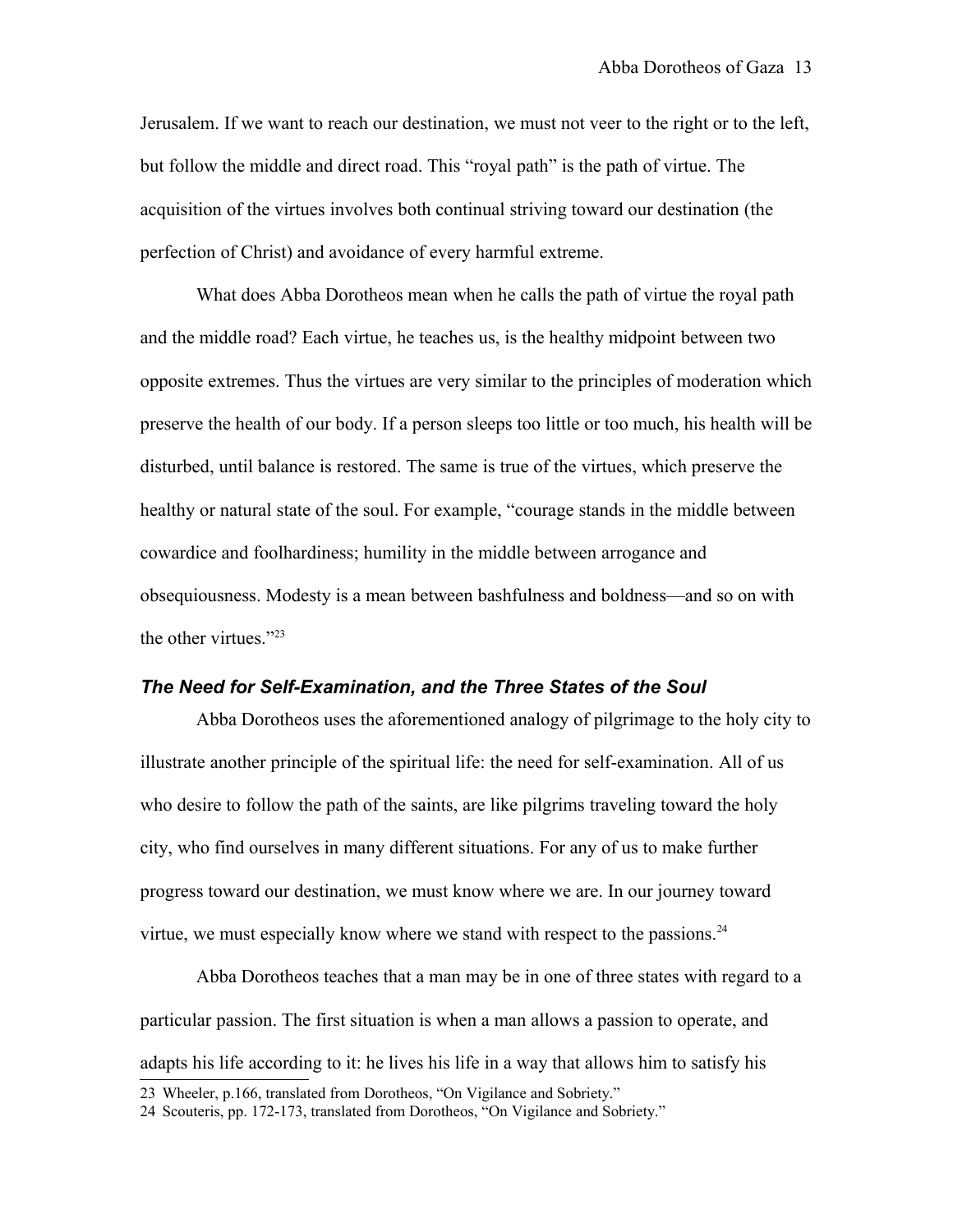Jerusalem. If we want to reach our destination, we must not veer to the right or to the left, but follow the middle and direct road. This "royal path" is the path of virtue. The acquisition of the virtues involves both continual striving toward our destination (the perfection of Christ) and avoidance of every harmful extreme.

What does Abba Dorotheos mean when he calls the path of virtue the royal path and the middle road? Each virtue, he teaches us, is the healthy midpoint between two opposite extremes. Thus the virtues are very similar to the principles of moderation which preserve the health of our body. If a person sleeps too little or too much, his health will be disturbed, until balance is restored. The same is true of the virtues, which preserve the healthy or natural state of the soul. For example, "courage stands in the middle between cowardice and foolhardiness; humility in the middle between arrogance and obsequiousness. Modesty is a mean between bashfulness and boldness—and so on with the other virtues."[23]

### *The Need for Self-Examination, and the Three States of the Soul*

Abba Dorotheos uses the aforementioned analogy of pilgrimage to the holy city to illustrate another principle of the spiritual life: the need for self-examination. All of us who desire to follow the path of the saints, are like pilgrims traveling toward the holy city, who find ourselves in many different situations. For any of us to make further progress toward our destination, we must know where we are. In our journey toward virtue, we must especially know where we stand with respect to the passions.[24]

Abba Dorotheos teaches that a man may be in one of three states with regard to a particular passion. The first situation is when a man allows a passion to operate, and adapts his life according to it: he lives his life in a way that allows him to satisfy his

---

23 Wheeler, p.166, translated from Dorotheos, "On Vigilance and Sobriety."

24 Scouteris, pp. 172-173, translated from Dorotheos, "On Vigilance and Sobriety."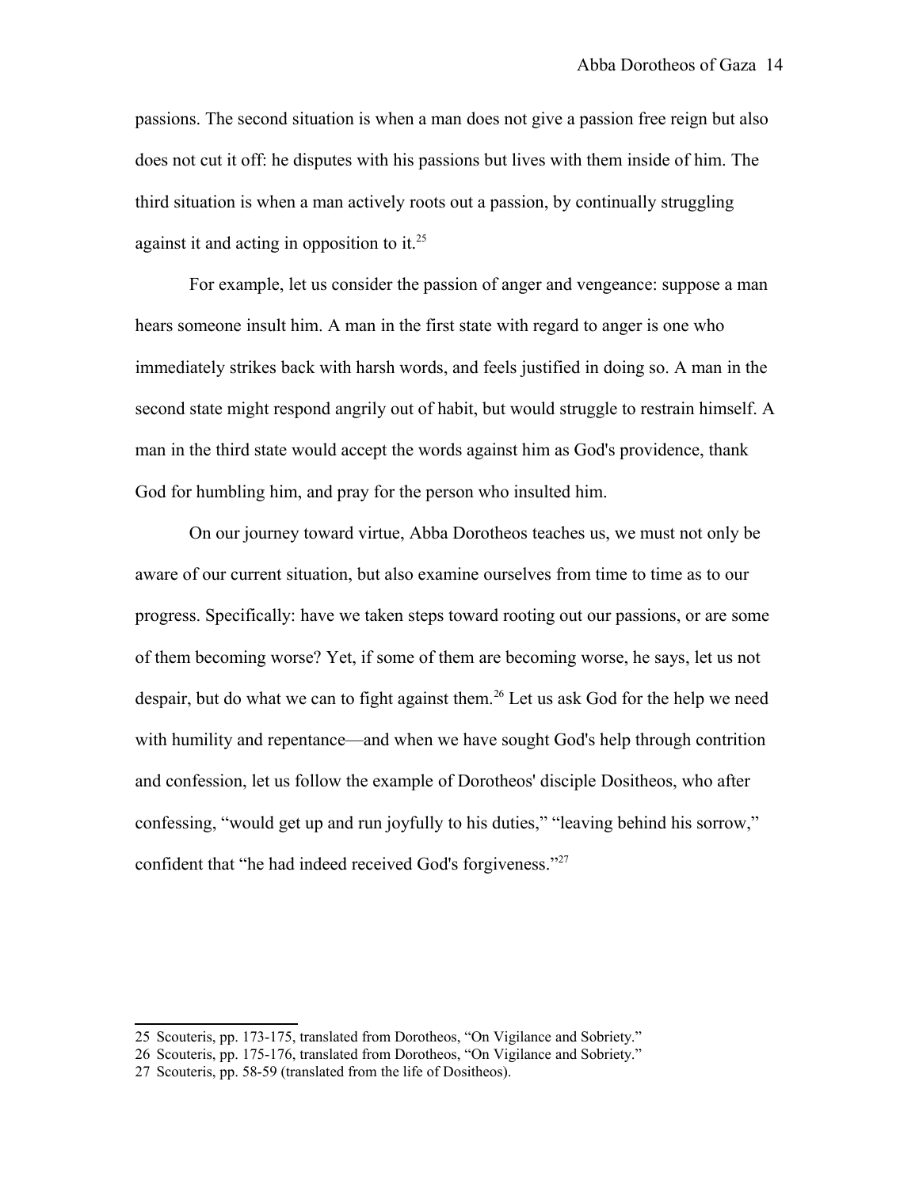passions. The second situation is when a man does not give a passion free reign but also does not cut it off: he disputes with his passions but lives with them inside of him. The third situation is when a man actively roots out a passion, by continually struggling against it and acting in opposition to it.[25]

For example, let us consider the passion of anger and vengeance: suppose a man hears someone insult him. A man in the first state with regard to anger is one who immediately strikes back with harsh words, and feels justified in doing so. A man in the second state might respond angrily out of habit, but would struggle to restrain himself. A man in the third state would accept the words against him as God's providence, thank God for humbling him, and pray for the person who insulted him.

On our journey toward virtue, Abba Dorotheos teaches us, we must not only be aware of our current situation, but also examine ourselves from time to time as to our progress. Specifically: have we taken steps toward rooting out our passions, or are some of them becoming worse? Yet, if some of them are becoming worse, he says, let us not despair, but do what we can to fight against them.[26] Let us ask God for the help we need with humility and repentance—and when we have sought God's help through contrition and confession, let us follow the example of Dorotheos' disciple Dositheos, who after confessing, "would get up and run joyfully to his duties," "leaving behind his sorrow," confident that "he had indeed received God's forgiveness."[27]

---

25 Scouteris, pp. 173-175, translated from Dorotheos, "On Vigilance and Sobriety."

26 Scouteris, pp. 175-176, translated from Dorotheos, "On Vigilance and Sobriety."

27 Scouteris, pp. 58-59 (translated from the life of Dositheos).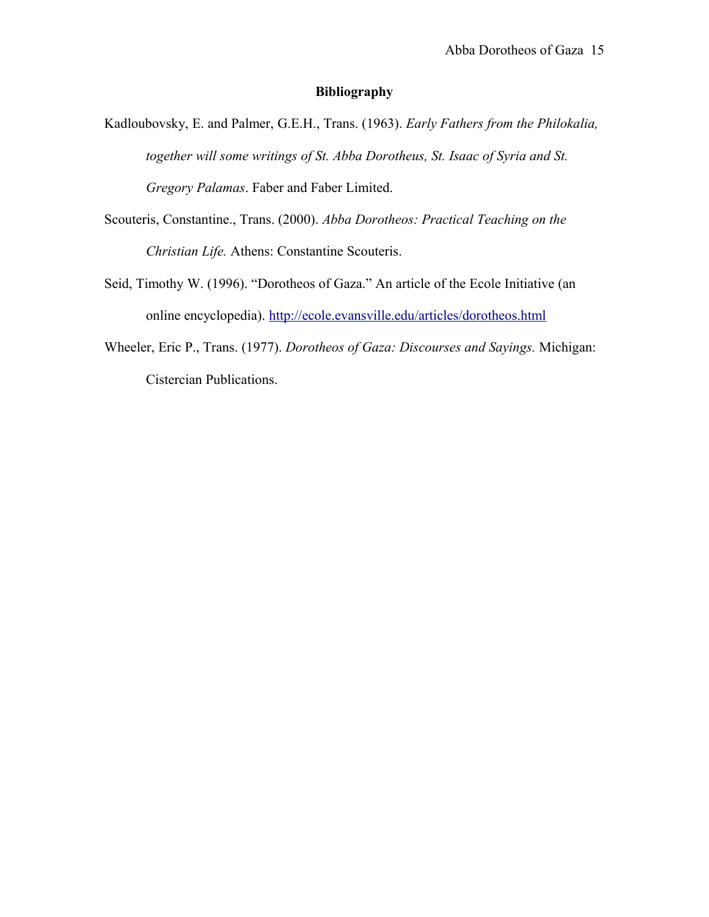## Bibliography

Kadloubovsky, E. and Palmer, G.E.H., Trans. (1963). *Early Fathers from the Philokalia, together will some writings of St. Abba Dorotheus, St. Isaac of Syria and St. Gregory Palamas*. Faber and Faber Limited.

Scouteris, Constantine., Trans. (2000). *Abba Dorotheos: Practical Teaching on the Christian Life.* Athens: Constantine Scouteris.

Seid, Timothy W. (1996). "Dorotheos of Gaza." An article of the Ecole Initiative (an online encyclopedia). http://ecole.evansville.edu/articles/dorotheos.html

Wheeler, Eric P., Trans. (1977). *Dorotheos of Gaza: Discourses and Sayings.* Michigan: Cistercian Publications.